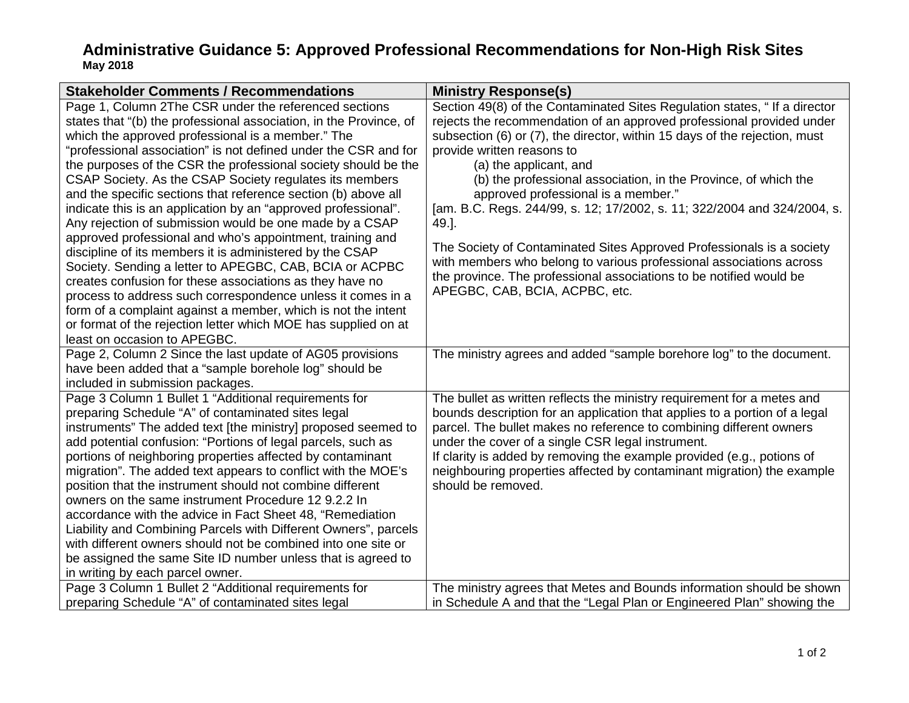# Administrative Guidance 5: Approved Professional Recommendations for Non-High Risk Sites

**May 2018**

| Stakeholder Comments / Recommendations | Ministry Response(s) |
|---|---|
| Page 1, Column 2The CSR under the referenced sections states that "(b) the professional association, in the Province, of which the approved professional is a member." The "professional association" is not defined under the CSR and for the purposes of the CSR the professional society should be the CSAP Society. As the CSAP Society regulates its members and the specific sections that reference section (b) above all indicate this is an application by an "approved professional". Any rejection of submission would be one made by a CSAP approved professional and who's appointment, training and discipline of its members it is administered by the CSAP Society. Sending a letter to APEGBC, CAB, BCIA or ACPBC creates confusion for these associations as they have no process to address such correspondence unless it comes in a form of a complaint against a member, which is not the intent or format of the rejection letter which MOE has supplied on at least on occasion to APEGBC. | Section 49(8) of the Contaminated Sites Regulation states, " If a director rejects the recommendation of an approved professional provided under subsection (6) or (7), the director, within 15 days of the rejection, must provide written reasons to<br>(a) the applicant, and<br>(b) the professional association, in the Province, of which the approved professional is a member."<br>[am. B.C. Regs. 244/99, s. 12; 17/2002, s. 11; 322/2004 and 324/2004, s. 49.].<br><br>The Society of Contaminated Sites Approved Professionals is a society with members who belong to various professional associations across the province. The professional associations to be notified would be APEGBC, CAB, BCIA, ACPBC, etc. |
| Page 2, Column 2 Since the last update of AG05 provisions have been added that a "sample borehole log" should be included in submission packages. | The ministry agrees and added "sample borehore log" to the document. |
| Page 3 Column 1 Bullet 1 "Additional requirements for preparing Schedule "A" of contaminated sites legal instruments" The added text [the ministry] proposed seemed to add potential confusion: "Portions of legal parcels, such as portions of neighboring properties affected by contaminant migration". The added text appears to conflict with the MOE's position that the instrument should not combine different owners on the same instrument Procedure 12 9.2.2 In accordance with the advice in Fact Sheet 48, "Remediation Liability and Combining Parcels with Different Owners", parcels with different owners should not be combined into one site or be assigned the same Site ID number unless that is agreed to in writing by each parcel owner. | The bullet as written reflects the ministry requirement for a metes and bounds description for an application that applies to a portion of a legal parcel. The bullet makes no reference to combining different owners under the cover of a single CSR legal instrument.<br>If clarity is added by removing the example provided (e.g., potions of neighbouring properties affected by contaminant migration) the example should be removed. |
| Page 3 Column 1 Bullet 2 "Additional requirements for preparing Schedule "A" of contaminated sites legal | The ministry agrees that Metes and Bounds information should be shown in Schedule A and that the "Legal Plan or Engineered Plan" showing the |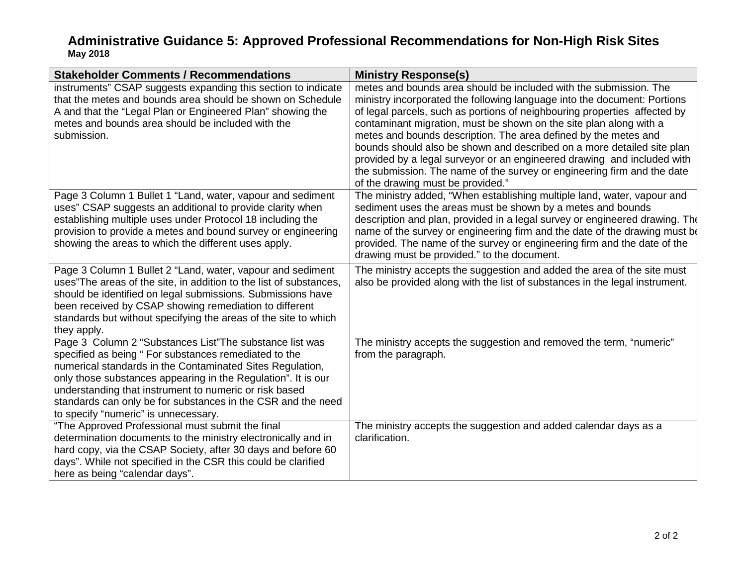# Administrative Guidance 5: Approved Professional Recommendations for Non-High Risk Sites

**May 2018**

| Stakeholder Comments / Recommendations | Ministry Response(s) |
|---|---|
| instruments" CSAP suggests expanding this section to indicate that the metes and bounds area should be shown on Schedule A and that the "Legal Plan or Engineered Plan" showing the metes and bounds area should be included with the submission. | metes and bounds area should be included with the submission. The ministry incorporated the following language into the document: Portions of legal parcels, such as portions of neighbouring properties affected by contaminant migration, must be shown on the site plan along with a metes and bounds description. The area defined by the metes and bounds should also be shown and described on a more detailed site plan provided by a legal surveyor or an engineered drawing and included with the submission. The name of the survey or engineering firm and the date of the drawing must be provided." |
| Page 3 Column 1 Bullet 1 "Land, water, vapour and sediment uses" CSAP suggests an additional to provide clarity when establishing multiple uses under Protocol 18 including the provision to provide a metes and bound survey or engineering showing the areas to which the different uses apply. | The ministry added, "When establishing multiple land, water, vapour and sediment uses the areas must be shown by a metes and bounds description and plan, provided in a legal survey or engineered drawing. The name of the survey or engineering firm and the date of the drawing must be provided. The name of the survey or engineering firm and the date of the drawing must be provided." to the document. |
| Page 3 Column 1 Bullet 2 "Land, water, vapour and sediment uses"The areas of the site, in addition to the list of substances, should be identified on legal submissions. Submissions have been received by CSAP showing remediation to different standards but without specifying the areas of the site to which they apply. | The ministry accepts the suggestion and added the area of the site must also be provided along with the list of substances in the legal instrument. |
| Page 3 Column 2 "Substances List"The substance list was specified as being " For substances remediated to the numerical standards in the Contaminated Sites Regulation, only those substances appearing in the Regulation". It is our understanding that instrument to numeric or risk based standards can only be for substances in the CSR and the need to specify "numeric" is unnecessary. | The ministry accepts the suggestion and removed the term, "numeric" from the paragraph. |
| "The Approved Professional must submit the final determination documents to the ministry electronically and in hard copy, via the CSAP Society, after 30 days and before 60 days". While not specified in the CSR this could be clarified here as being "calendar days". | The ministry accepts the suggestion and added calendar days as a clarification. |